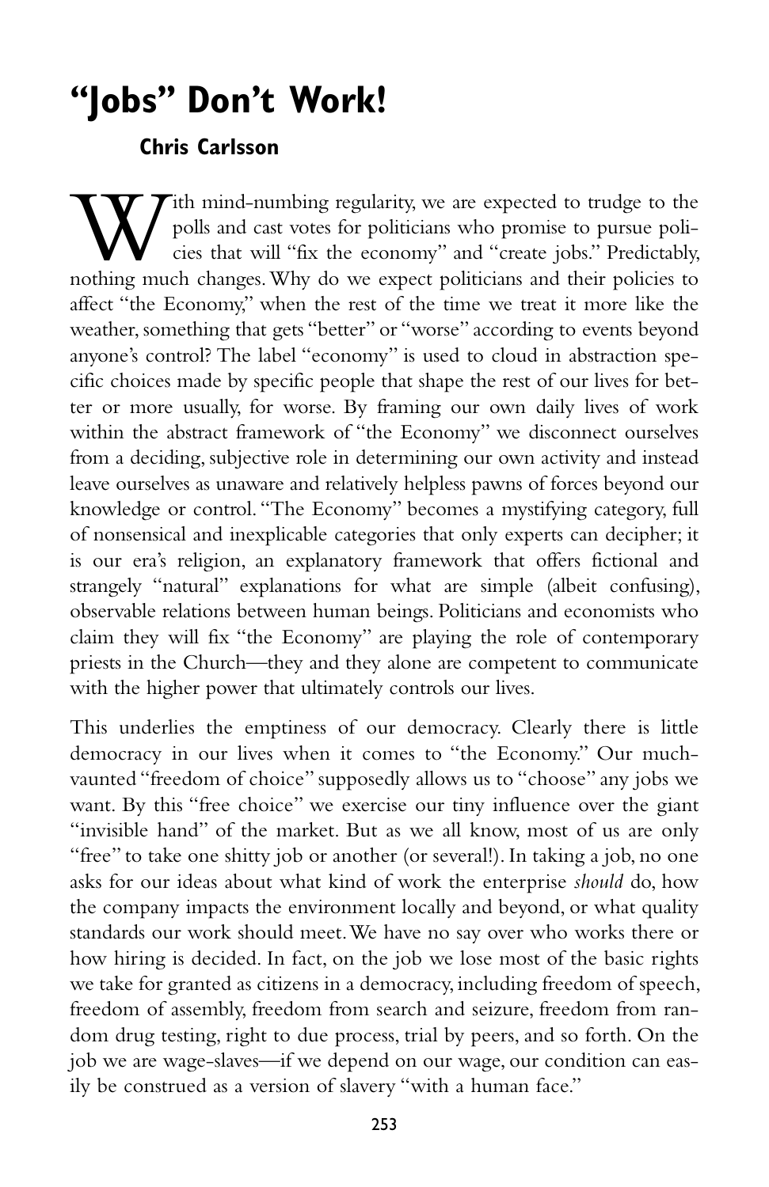# "Jobs" Don't Work!

### Chris Carlsson

With mind-numbing regularity, we are expected to trudge to the polls and cast votes for politicians who promise to pursue policies that will "fix the economy" and "create jobs." Predictably, nothing much changes. Why do we expect politicians and their policies to affect "the Economy," when the rest of the time we treat it more like the weather, something that gets "better" or "worse" according to events beyond anyone's control? The label "economy" is used to cloud in abstraction specific choices made by specific people that shape the rest of our lives for better or more usually, for worse. By framing our own daily lives of work within the abstract framework of "the Economy" we disconnect ourselves from a deciding, subjective role in determining our own activity and instead leave ourselves as unaware and relatively helpless pawns of forces beyond our knowledge or control. "The Economy" becomes a mystifying category, full of nonsensical and inexplicable categories that only experts can decipher; it is our era's religion, an explanatory framework that offers fictional and strangely "natural" explanations for what are simple (albeit confusing), observable relations between human beings. Politicians and economists who claim they will fix "the Economy" are playing the role of contemporary priests in the Church—they and they alone are competent to communicate with the higher power that ultimately controls our lives.

This underlies the emptiness of our democracy. Clearly there is little democracy in our lives when it comes to "the Economy." Our much-vaunted "freedom of choice" supposedly allows us to "choose" any jobs we want. By this "free choice" we exercise our tiny influence over the giant "invisible hand" of the market. But as we all know, most of us are only "free" to take one shitty job or another (or several!). In taking a job, no one asks for our ideas about what kind of work the enterprise *should* do, how the company impacts the environment locally and beyond, or what quality standards our work should meet. We have no say over who works there or how hiring is decided. In fact, on the job we lose most of the basic rights we take for granted as citizens in a democracy, including freedom of speech, freedom of assembly, freedom from search and seizure, freedom from random drug testing, right to due process, trial by peers, and so forth. On the job we are wage-slaves—if we depend on our wage, our condition can easily be construed as a version of slavery "with a human face."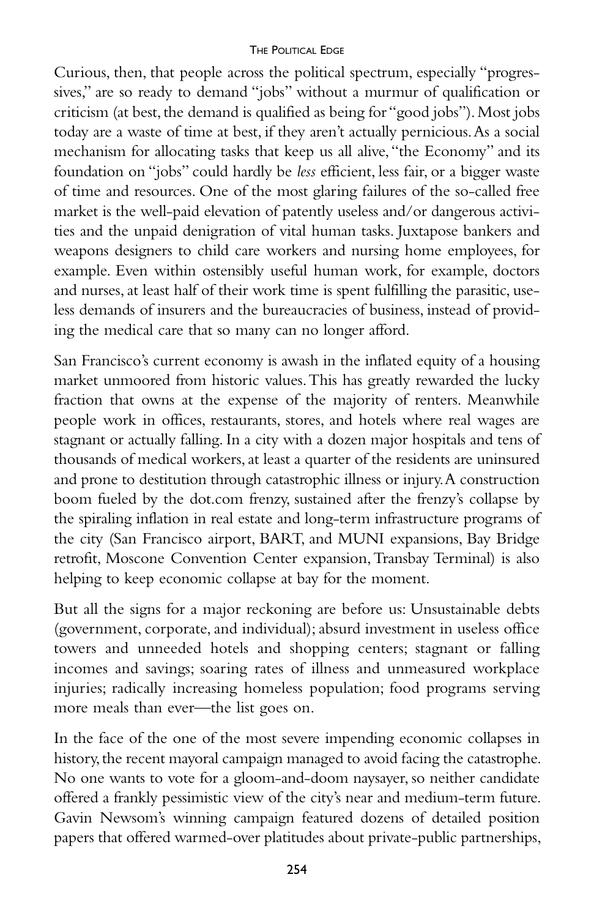Curious, then, that people across the political spectrum, especially "progressives," are so ready to demand "jobs" without a murmur of qualification or criticism (at best, the demand is qualified as being for "good jobs"). Most jobs today are a waste of time at best, if they aren't actually pernicious. As a social mechanism for allocating tasks that keep us all alive, "the Economy" and its foundation on "jobs" could hardly be *less* efficient, less fair, or a bigger waste of time and resources. One of the most glaring failures of the so-called free market is the well-paid elevation of patently useless and/or dangerous activities and the unpaid denigration of vital human tasks. Juxtapose bankers and weapons designers to child care workers and nursing home employees, for example. Even within ostensibly useful human work, for example, doctors and nurses, at least half of their work time is spent fulfilling the parasitic, useless demands of insurers and the bureaucracies of business, instead of providing the medical care that so many can no longer afford.

San Francisco's current economy is awash in the inflated equity of a housing market unmoored from historic values. This has greatly rewarded the lucky fraction that owns at the expense of the majority of renters. Meanwhile people work in offices, restaurants, stores, and hotels where real wages are stagnant or actually falling. In a city with a dozen major hospitals and tens of thousands of medical workers, at least a quarter of the residents are uninsured and prone to destitution through catastrophic illness or injury. A construction boom fueled by the dot.com frenzy, sustained after the frenzy's collapse by the spiraling inflation in real estate and long-term infrastructure programs of the city (San Francisco airport, BART, and MUNI expansions, Bay Bridge retrofit, Moscone Convention Center expansion, Transbay Terminal) is also helping to keep economic collapse at bay for the moment.

But all the signs for a major reckoning are before us: Unsustainable debts (government, corporate, and individual); absurd investment in useless office towers and unneeded hotels and shopping centers; stagnant or falling incomes and savings; soaring rates of illness and unmeasured workplace injuries; radically increasing homeless population; food programs serving more meals than ever—the list goes on.

In the face of the one of the most severe impending economic collapses in history, the recent mayoral campaign managed to avoid facing the catastrophe. No one wants to vote for a gloom-and-doom naysayer, so neither candidate offered a frankly pessimistic view of the city's near and medium-term future. Gavin Newsom's winning campaign featured dozens of detailed position papers that offered warmed-over platitudes about private-public partnerships,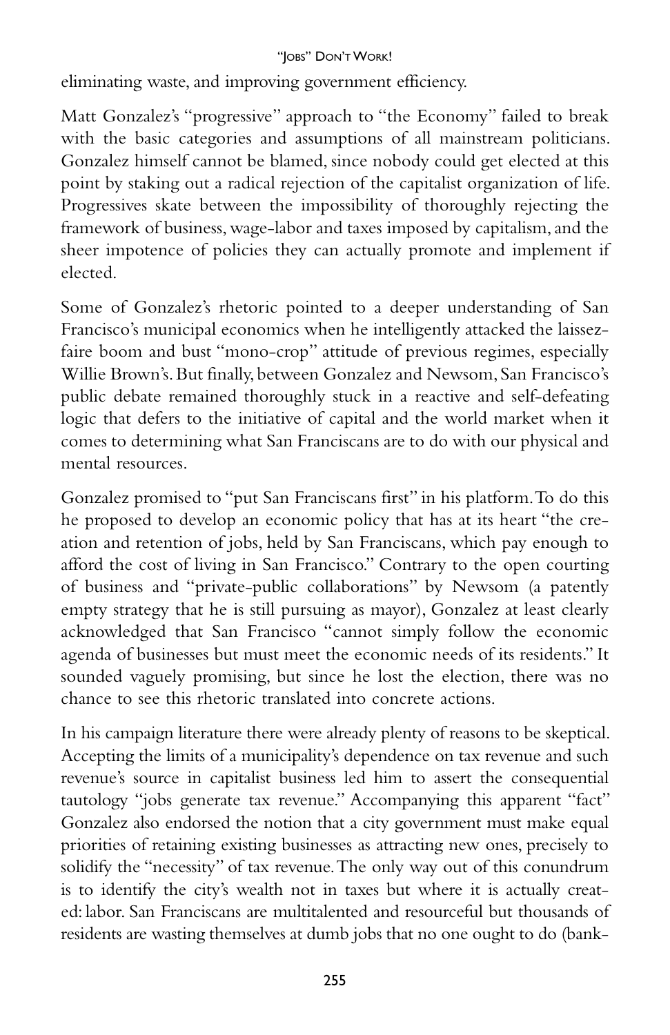eliminating waste, and improving government efficiency.

Matt Gonzalez's "progressive" approach to "the Economy" failed to break with the basic categories and assumptions of all mainstream politicians. Gonzalez himself cannot be blamed, since nobody could get elected at this point by staking out a radical rejection of the capitalist organization of life. Progressives skate between the impossibility of thoroughly rejecting the framework of business, wage-labor and taxes imposed by capitalism, and the sheer impotence of policies they can actually promote and implement if elected.

Some of Gonzalez's rhetoric pointed to a deeper understanding of San Francisco's municipal economics when he intelligently attacked the laissez-faire boom and bust "mono-crop" attitude of previous regimes, especially Willie Brown's. But finally, between Gonzalez and Newsom, San Francisco's public debate remained thoroughly stuck in a reactive and self-defeating logic that defers to the initiative of capital and the world market when it comes to determining what San Franciscans are to do with our physical and mental resources.

Gonzalez promised to "put San Franciscans first" in his platform. To do this he proposed to develop an economic policy that has at its heart "the creation and retention of jobs, held by San Franciscans, which pay enough to afford the cost of living in San Francisco." Contrary to the open courting of business and "private-public collaborations" by Newsom (a patently empty strategy that he is still pursuing as mayor), Gonzalez at least clearly acknowledged that San Francisco "cannot simply follow the economic agenda of businesses but must meet the economic needs of its residents." It sounded vaguely promising, but since he lost the election, there was no chance to see this rhetoric translated into concrete actions.

In his campaign literature there were already plenty of reasons to be skeptical. Accepting the limits of a municipality's dependence on tax revenue and such revenue's source in capitalist business led him to assert the consequential tautology "jobs generate tax revenue." Accompanying this apparent "fact" Gonzalez also endorsed the notion that a city government must make equal priorities of retaining existing businesses as attracting new ones, precisely to solidify the "necessity" of tax revenue. The only way out of this conundrum is to identify the city's wealth not in taxes but where it is actually created: labor. San Franciscans are multitalented and resourceful but thousands of residents are wasting themselves at dumb jobs that no one ought to do (bank-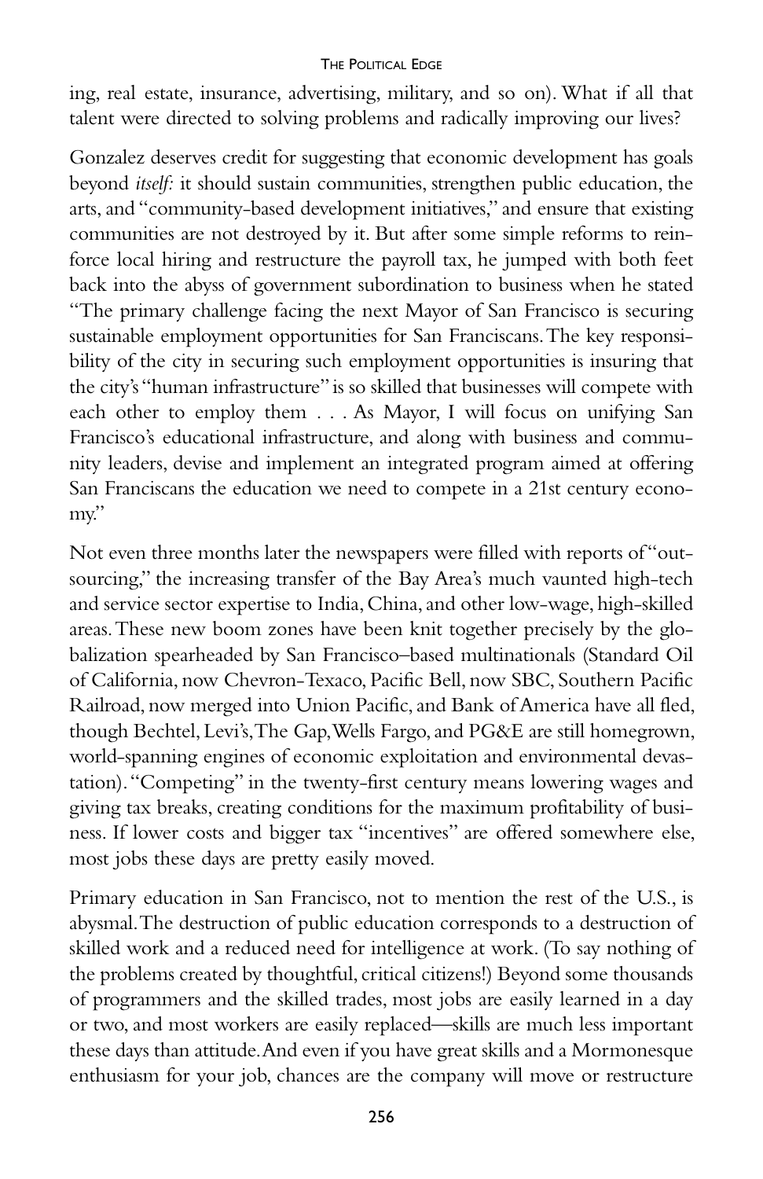ing, real estate, insurance, advertising, military, and so on). What if all that talent were directed to solving problems and radically improving our lives?

Gonzalez deserves credit for suggesting that economic development has goals beyond *itself:* it should sustain communities, strengthen public education, the arts, and "community-based development initiatives," and ensure that existing communities are not destroyed by it. But after some simple reforms to reinforce local hiring and restructure the payroll tax, he jumped with both feet back into the abyss of government subordination to business when he stated "The primary challenge facing the next Mayor of San Francisco is securing sustainable employment opportunities for San Franciscans. The key responsibility of the city in securing such employment opportunities is insuring that the city's "human infrastructure" is so skilled that businesses will compete with each other to employ them . . . As Mayor, I will focus on unifying San Francisco's educational infrastructure, and along with business and community leaders, devise and implement an integrated program aimed at offering San Franciscans the education we need to compete in a 21st century economy."

Not even three months later the newspapers were filled with reports of "outsourcing," the increasing transfer of the Bay Area's much vaunted high-tech and service sector expertise to India, China, and other low-wage, high-skilled areas. These new boom zones have been knit together precisely by the globalization spearheaded by San Francisco–based multinationals (Standard Oil of California, now Chevron-Texaco, Pacific Bell, now SBC, Southern Pacific Railroad, now merged into Union Pacific, and Bank of America have all fled, though Bechtel, Levi's, The Gap, Wells Fargo, and PG&E are still homegrown, world-spanning engines of economic exploitation and environmental devastation). "Competing" in the twenty-first century means lowering wages and giving tax breaks, creating conditions for the maximum profitability of business. If lower costs and bigger tax "incentives" are offered somewhere else, most jobs these days are pretty easily moved.

Primary education in San Francisco, not to mention the rest of the U.S., is abysmal. The destruction of public education corresponds to a destruction of skilled work and a reduced need for intelligence at work. (To say nothing of the problems created by thoughtful, critical citizens!) Beyond some thousands of programmers and the skilled trades, most jobs are easily learned in a day or two, and most workers are easily replaced—skills are much less important these days than attitude. And even if you have great skills and a Mormonesque enthusiasm for your job, chances are the company will move or restructure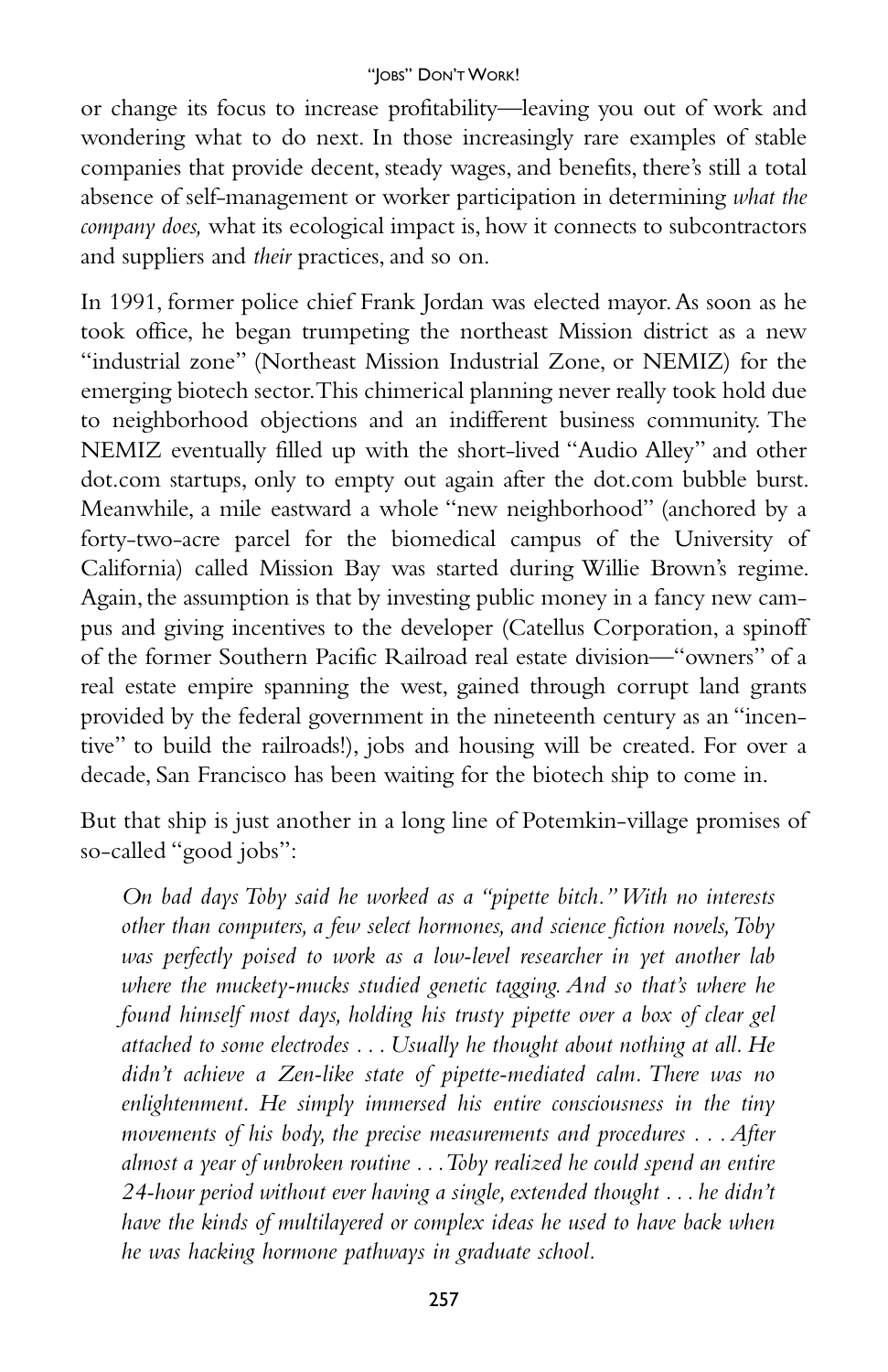or change its focus to increase profitability—leaving you out of work and wondering what to do next. In those increasingly rare examples of stable companies that provide decent, steady wages, and benefits, there's still a total absence of self-management or worker participation in determining *what the company does,* what its ecological impact is, how it connects to subcontractors and suppliers and *their* practices, and so on.

In 1991, former police chief Frank Jordan was elected mayor. As soon as he took office, he began trumpeting the northeast Mission district as a new "industrial zone" (Northeast Mission Industrial Zone, or NEMIZ) for the emerging biotech sector. This chimerical planning never really took hold due to neighborhood objections and an indifferent business community. The NEMIZ eventually filled up with the short-lived "Audio Alley" and other dot.com startups, only to empty out again after the dot.com bubble burst. Meanwhile, a mile eastward a whole "new neighborhood" (anchored by a forty-two-acre parcel for the biomedical campus of the University of California) called Mission Bay was started during Willie Brown's regime. Again, the assumption is that by investing public money in a fancy new campus and giving incentives to the developer (Catellus Corporation, a spinoff of the former Southern Pacific Railroad real estate division—"owners" of a real estate empire spanning the west, gained through corrupt land grants provided by the federal government in the nineteenth century as an "incentive" to build the railroads!), jobs and housing will be created. For over a decade, San Francisco has been waiting for the biotech ship to come in.

But that ship is just another in a long line of Potemkin-village promises of so-called "good jobs":

> *On bad days Toby said he worked as a "pipette bitch." With no interests other than computers, a few select hormones, and science fiction novels, Toby was perfectly poised to work as a low-level researcher in yet another lab where the muckety-mucks studied genetic tagging. And so that's where he found himself most days, holding his trusty pipette over a box of clear gel attached to some electrodes . . . Usually he thought about nothing at all. He didn't achieve a Zen-like state of pipette-mediated calm. There was no enlightenment. He simply immersed his entire consciousness in the tiny movements of his body, the precise measurements and procedures . . . After almost a year of unbroken routine . . . Toby realized he could spend an entire 24-hour period without ever having a single, extended thought . . . he didn't have the kinds of multilayered or complex ideas he used to have back when he was hacking hormone pathways in graduate school.*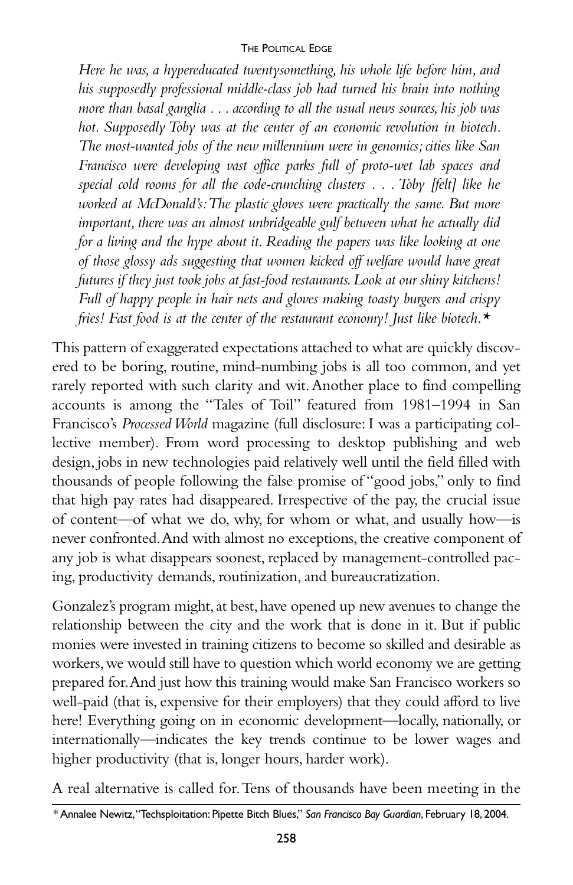> *Here he was, a hypereducated twentysomething, his whole life before him, and his supposedly professional middle-class job had turned his brain into nothing more than basal ganglia . . . according to all the usual news sources, his job was hot. Supposedly Toby was at the center of an economic revolution in biotech. The most-wanted jobs of the new millennium were in genomics; cities like San Francisco were developing vast office parks full of proto-wet lab spaces and special cold rooms for all the code-crunching clusters . . . Toby [felt] like he worked at McDonald's: The plastic gloves were practically the same. But more important, there was an almost unbridgeable gulf between what he actually did for a living and the hype about it. Reading the papers was like looking at one of those glossy ads suggesting that women kicked off welfare would have great futures if they just took jobs at fast-food restaurants. Look at our shiny kitchens! Full of happy people in hair nets and gloves making toasty burgers and crispy fries! Fast food is at the center of the restaurant economy! Just like biotech.**[*]

This pattern of exaggerated expectations attached to what are quickly discovered to be boring, routine, mind-numbing jobs is all too common, and yet rarely reported with such clarity and wit. Another place to find compelling accounts is among the "Tales of Toil" featured from 1981–1994 in San Francisco's *Processed World* magazine (full disclosure: I was a participating collective member). From word processing to desktop publishing and web design, jobs in new technologies paid relatively well until the field filled with thousands of people following the false promise of "good jobs," only to find that high pay rates had disappeared. Irrespective of the pay, the crucial issue of content—of what we do, why, for whom or what, and usually how—is never confronted. And with almost no exceptions, the creative component of any job is what disappears soonest, replaced by management-controlled pacing, productivity demands, routinization, and bureaucratization.

Gonzalez's program might, at best, have opened up new avenues to change the relationship between the city and the work that is done in it. But if public monies were invested in training citizens to become so skilled and desirable as workers, we would still have to question which world economy we are getting prepared for. And just how this training would make San Francisco workers so well-paid (that is, expensive for their employers) that they could afford to live here! Everything going on in economic development—locally, nationally, or internationally—indicates the key trends continue to be lower wages and higher productivity (that is, longer hours, harder work).

A real alternative is called for. Tens of thousands have been meeting in the

[*] Annalee Newitz, "Techsploitation: Pipette Bitch Blues," *San Francisco Bay Guardian*, February 18, 2004.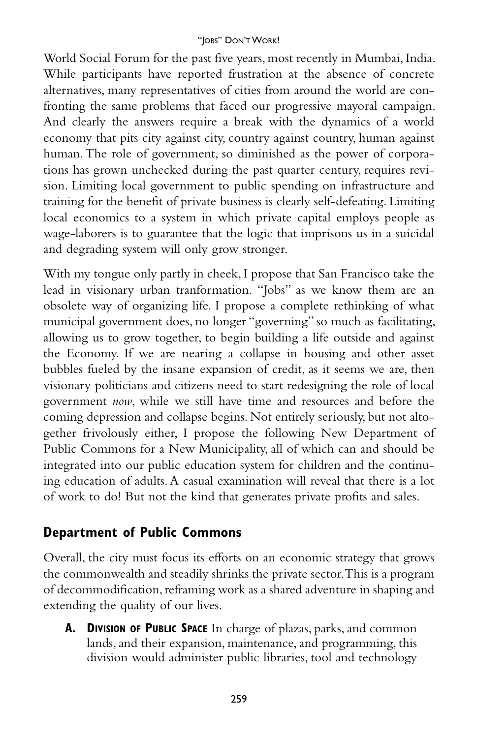World Social Forum for the past five years, most recently in Mumbai, India. While participants have reported frustration at the absence of concrete alternatives, many representatives of cities from around the world are confronting the same problems that faced our progressive mayoral campaign. And clearly the answers require a break with the dynamics of a world economy that pits city against city, country against country, human against human. The role of government, so diminished as the power of corporations has grown unchecked during the past quarter century, requires revision. Limiting local government to public spending on infrastructure and training for the benefit of private business is clearly self-defeating. Limiting local economics to a system in which private capital employs people as wage-laborers is to guarantee that the logic that imprisons us in a suicidal and degrading system will only grow stronger.

With my tongue only partly in cheek, I propose that San Francisco take the lead in visionary urban tranformation. "Jobs" as we know them are an obsolete way of organizing life. I propose a complete rethinking of what municipal government does, no longer "governing" so much as facilitating, allowing us to grow together, to begin building a life outside and against the Economy. If we are nearing a collapse in housing and other asset bubbles fueled by the insane expansion of credit, as it seems we are, then visionary politicians and citizens need to start redesigning the role of local government *now*, while we still have time and resources and before the coming depression and collapse begins. Not entirely seriously, but not altogether frivolously either, I propose the following New Department of Public Commons for a New Municipality, all of which can and should be integrated into our public education system for children and the continuing education of adults. A casual examination will reveal that there is a lot of work to do! But not the kind that generates private profits and sales.

## Department of Public Commons

Overall, the city must focus its efforts on an economic strategy that grows the commonwealth and steadily shrinks the private sector. This is a program of decommodification, reframing work as a shared adventure in shaping and extending the quality of our lives.

**A. Division of Public Space** In charge of plazas, parks, and common lands, and their expansion, maintenance, and programming, this division would administer public libraries, tool and technology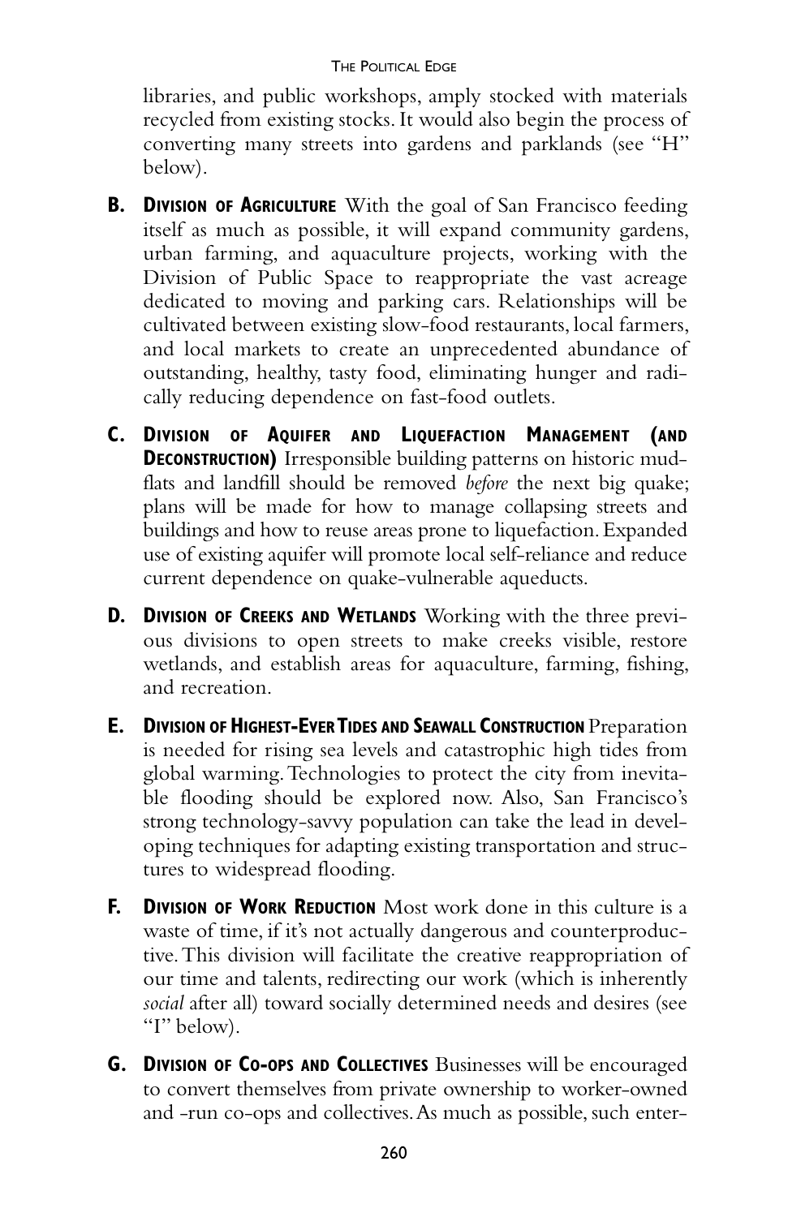libraries, and public workshops, amply stocked with materials recycled from existing stocks. It would also begin the process of converting many streets into gardens and parklands (see "H" below).

**B. Division of Agriculture** With the goal of San Francisco feeding itself as much as possible, it will expand community gardens, urban farming, and aquaculture projects, working with the Division of Public Space to reappropriate the vast acreage dedicated to moving and parking cars. Relationships will be cultivated between existing slow-food restaurants, local farmers, and local markets to create an unprecedented abundance of outstanding, healthy, tasty food, eliminating hunger and radically reducing dependence on fast-food outlets.

**C. Division of Aquifer and Liquefaction Management (and Deconstruction)** Irresponsible building patterns on historic mudflats and landfill should be removed *before* the next big quake; plans will be made for how to manage collapsing streets and buildings and how to reuse areas prone to liquefaction. Expanded use of existing aquifer will promote local self-reliance and reduce current dependence on quake-vulnerable aqueducts.

**D. Division of Creeks and Wetlands** Working with the three previous divisions to open streets to make creeks visible, restore wetlands, and establish areas for aquaculture, farming, fishing, and recreation.

**E. Division of Highest-Ever Tides and Seawall Construction** Preparation is needed for rising sea levels and catastrophic high tides from global warming. Technologies to protect the city from inevitable flooding should be explored now. Also, San Francisco's strong technology-savvy population can take the lead in developing techniques for adapting existing transportation and structures to widespread flooding.

**F. Division of Work Reduction** Most work done in this culture is a waste of time, if it's not actually dangerous and counterproductive. This division will facilitate the creative reappropriation of our time and talents, redirecting our work (which is inherently *social* after all) toward socially determined needs and desires (see "I" below).

**G. Division of Co-ops and Collectives** Businesses will be encouraged to convert themselves from private ownership to worker-owned and -run co-ops and collectives. As much as possible, such enter-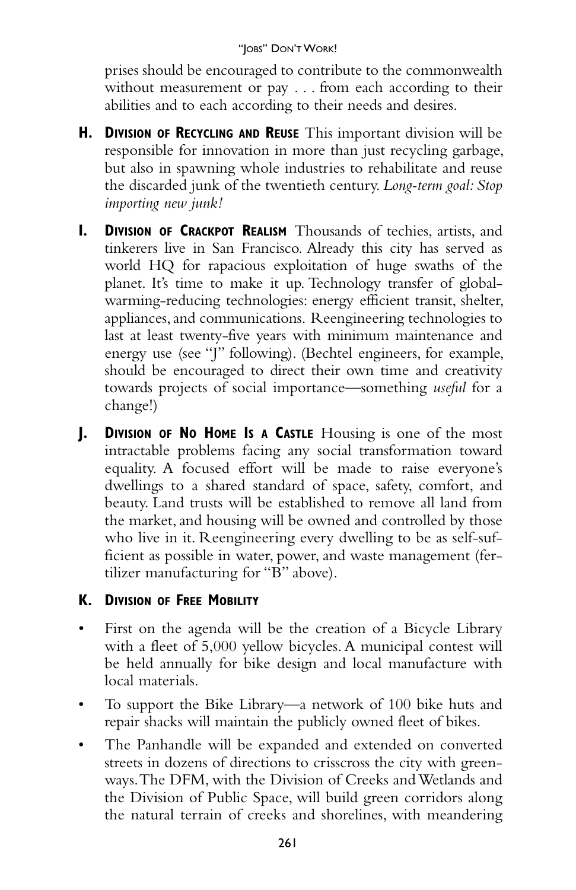prises should be encouraged to contribute to the commonwealth without measurement or pay . . . from each according to their abilities and to each according to their needs and desires.

**H. DIVISION OF RECYCLING AND REUSE** This important division will be responsible for innovation in more than just recycling garbage, but also in spawning whole industries to rehabilitate and reuse the discarded junk of the twentieth century. *Long-term goal: Stop importing new junk!*

**I. DIVISION OF CRACKPOT REALISM** Thousands of techies, artists, and tinkerers live in San Francisco. Already this city has served as world HQ for rapacious exploitation of huge swaths of the planet. It's time to make it up. Technology transfer of global-warming-reducing technologies: energy efficient transit, shelter, appliances, and communications. Reengineering technologies to last at least twenty-five years with minimum maintenance and energy use (see "J" following). (Bechtel engineers, for example, should be encouraged to direct their own time and creativity towards projects of social importance—something *useful* for a change!)

**J. DIVISION OF NO HOME IS A CASTLE** Housing is one of the most intractable problems facing any social transformation toward equality. A focused effort will be made to raise everyone's dwellings to a shared standard of space, safety, comfort, and beauty. Land trusts will be established to remove all land from the market, and housing will be owned and controlled by those who live in it. Reengineering every dwelling to be as self-sufficient as possible in water, power, and waste management (fertilizer manufacturing for "B" above).

**K. DIVISION OF FREE MOBILITY**

- First on the agenda will be the creation of a Bicycle Library with a fleet of 5,000 yellow bicycles. A municipal contest will be held annually for bike design and local manufacture with local materials.
- To support the Bike Library—a network of 100 bike huts and repair shacks will maintain the publicly owned fleet of bikes.
- The Panhandle will be expanded and extended on converted streets in dozens of directions to crisscross the city with greenways. The DFM, with the Division of Creeks and Wetlands and the Division of Public Space, will build green corridors along the natural terrain of creeks and shorelines, with meandering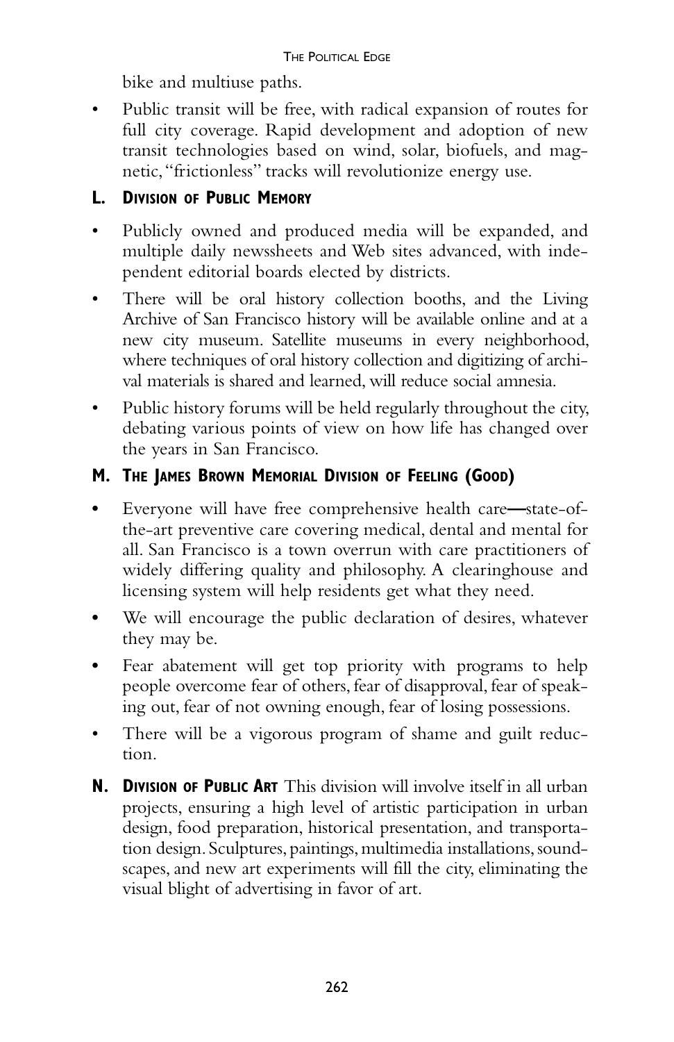bike and multiuse paths.

- Public transit will be free, with radical expansion of routes for full city coverage. Rapid development and adoption of new transit technologies based on wind, solar, biofuels, and magnetic, "frictionless" tracks will revolutionize energy use.

### L. Division of Public Memory

- Publicly owned and produced media will be expanded, and multiple daily newssheets and Web sites advanced, with independent editorial boards elected by districts.
- There will be oral history collection booths, and the Living Archive of San Francisco history will be available online and at a new city museum. Satellite museums in every neighborhood, where techniques of oral history collection and digitizing of archival materials is shared and learned, will reduce social amnesia.
- Public history forums will be held regularly throughout the city, debating various points of view on how life has changed over the years in San Francisco.

### M. The James Brown Memorial Division of Feeling (Good)

- Everyone will have free comprehensive health care—state-of-the-art preventive care covering medical, dental and mental for all. San Francisco is a town overrun with care practitioners of widely differing quality and philosophy. A clearinghouse and licensing system will help residents get what they need.
- We will encourage the public declaration of desires, whatever they may be.
- Fear abatement will get top priority with programs to help people overcome fear of others, fear of disapproval, fear of speaking out, fear of not owning enough, fear of losing possessions.
- There will be a vigorous program of shame and guilt reduction.

**N. Division of Public Art** This division will involve itself in all urban projects, ensuring a high level of artistic participation in urban design, food preparation, historical presentation, and transportation design. Sculptures, paintings, multimedia installations, soundscapes, and new art experiments will fill the city, eliminating the visual blight of advertising in favor of art.